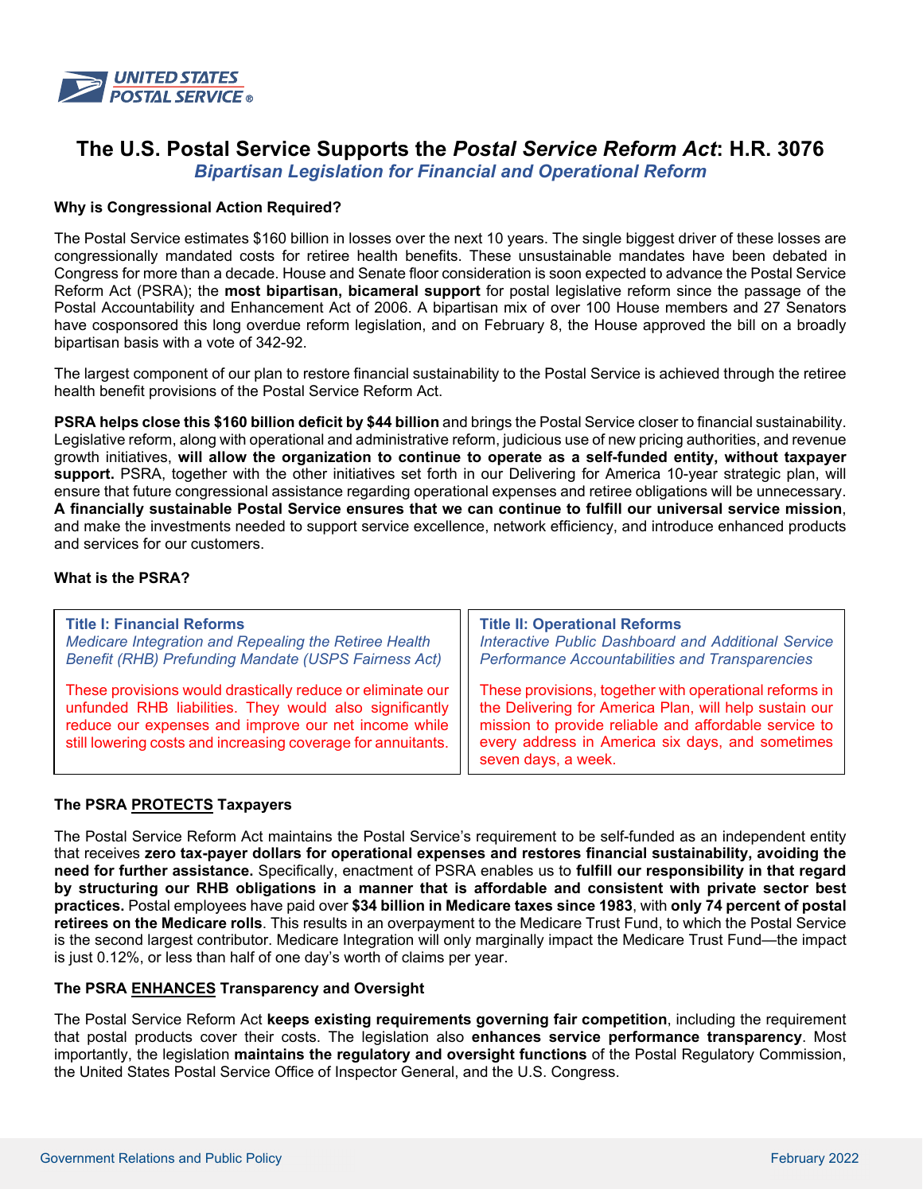# The U.S. Postal Service Supports the *Postal Service Reform Act*: H.R. 3076

## *Bipartisan Legislation for Financial and Operational Reform*

### Why is Congressional Action Required?

The Postal Service estimates $160 billion in losses over the next 10 years. The single biggest driver of these losses are congressionally mandated costs for retiree health benefits. These unsustainable mandates have been debated in Congress for more than a decade. House and Senate floor consideration is soon expected to advance the Postal Service Reform Act (PSRA); the **most bipartisan, bicameral support** for postal legislative reform since the passage of the Postal Accountability and Enhancement Act of 2006. A bipartisan mix of over 100 House members and 27 Senators have cosponsored this long overdue reform legislation, and on February 8, the House approved the bill on a broadly bipartisan basis with a vote of 342-92.

The largest component of our plan to restore financial sustainability to the Postal Service is achieved through the retiree health benefit provisions of the Postal Service Reform Act.

**PSRA helps close this $160 billion deficit by $44 billion** and brings the Postal Service closer to financial sustainability. Legislative reform, along with operational and administrative reform, judicious use of new pricing authorities, and revenue growth initiatives, **will allow the organization to continue to operate as a self-funded entity, without taxpayer support.** PSRA, together with the other initiatives set forth in our Delivering for America 10-year strategic plan, will ensure that future congressional assistance regarding operational expenses and retiree obligations will be unnecessary. **A financially sustainable Postal Service ensures that we can continue to fulfill our universal service mission**, and make the investments needed to support service excellence, network efficiency, and introduce enhanced products and services for our customers.

### What is the PSRA?

**Title I: Financial Reforms**
*Medicare Integration and Repealing the Retiree Health Benefit (RHB) Prefunding Mandate (USPS Fairness Act)*

These provisions would drastically reduce or eliminate our unfunded RHB liabilities. They would also significantly reduce our expenses and improve our net income while still lowering costs and increasing coverage for annuitants.

**Title II: Operational Reforms**
*Interactive Public Dashboard and Additional Service Performance Accountabilities and Transparencies*

These provisions, together with operational reforms in the Delivering for America Plan, will help sustain our mission to provide reliable and affordable service to every address in America six days, and sometimes seven days, a week.

### The PSRA PROTECTS Taxpayers

The Postal Service Reform Act maintains the Postal Service's requirement to be self-funded as an independent entity that receives **zero tax-payer dollars for operational expenses and restores financial sustainability, avoiding the need for further assistance.** Specifically, enactment of PSRA enables us to **fulfill our responsibility in that regard by structuring our RHB obligations in a manner that is affordable and consistent with private sector best practices.** Postal employees have paid over **$34 billion in Medicare taxes since 1983**, with **only 74 percent of postal retirees on the Medicare rolls**. This results in an overpayment to the Medicare Trust Fund, to which the Postal Service is the second largest contributor. Medicare Integration will only marginally impact the Medicare Trust Fund—the impact is just 0.12%, or less than half of one day's worth of claims per year.

### The PSRA ENHANCES Transparency and Oversight

The Postal Service Reform Act **keeps existing requirements governing fair competition**, including the requirement that postal products cover their costs. The legislation also **enhances service performance transparency**. Most importantly, the legislation **maintains the regulatory and oversight functions** of the Postal Regulatory Commission, the United States Postal Service Office of Inspector General, and the U.S. Congress.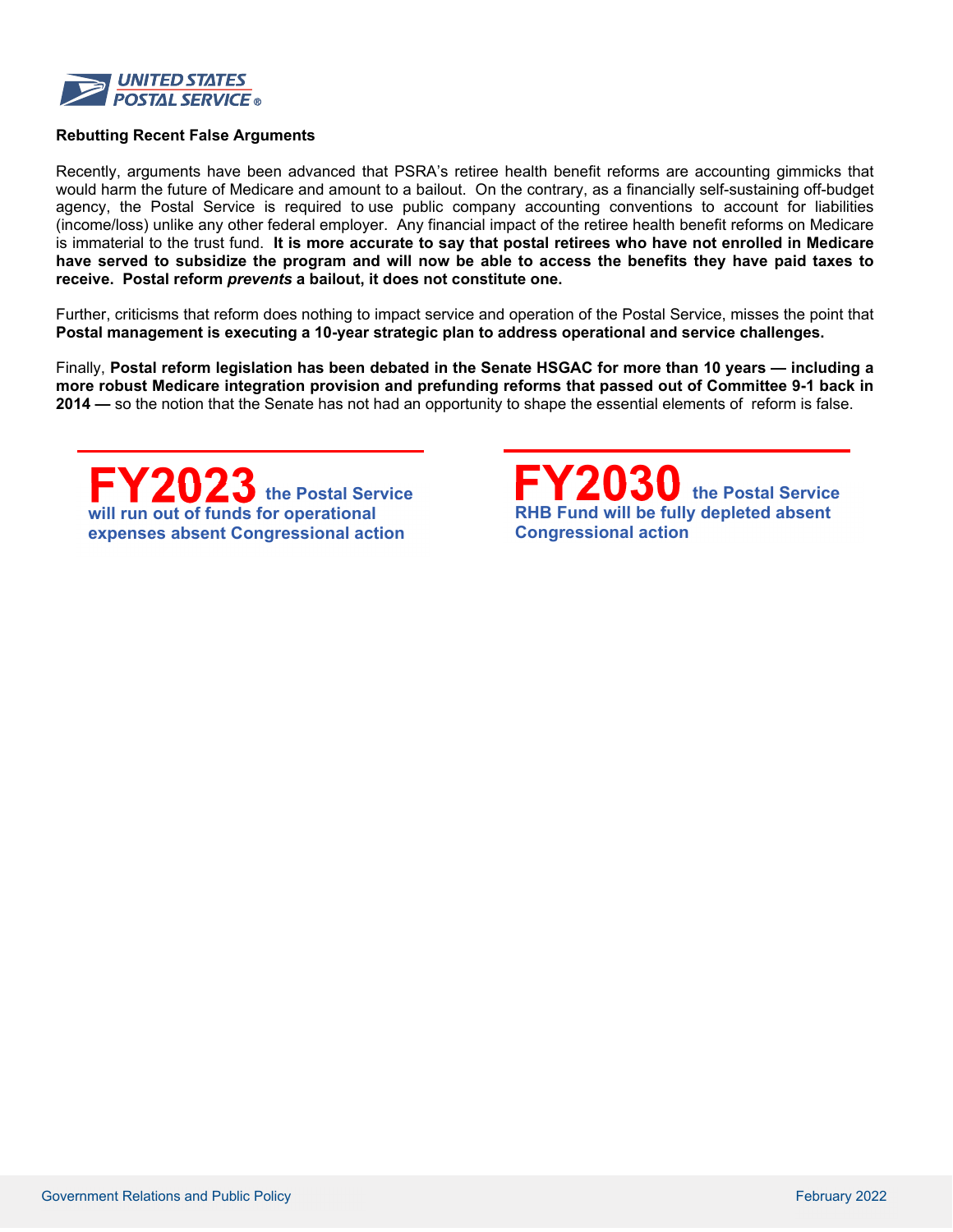**Rebutting Recent False Arguments**

Recently, arguments have been advanced that PSRA's retiree health benefit reforms are accounting gimmicks that would harm the future of Medicare and amount to a bailout. On the contrary, as a financially self-sustaining off-budget agency, the Postal Service is required to use public company accounting conventions to account for liabilities (income/loss) unlike any other federal employer. Any financial impact of the retiree health benefit reforms on Medicare is immaterial to the trust fund. **It is more accurate to say that postal retirees who have not enrolled in Medicare have served to subsidize the program and will now be able to access the benefits they have paid taxes to receive. Postal reform *prevents* a bailout, it does not constitute one.**

Further, criticisms that reform does nothing to impact service and operation of the Postal Service, misses the point that **Postal management is executing a 10-year strategic plan to address operational and service challenges.**

Finally, **Postal reform legislation has been debated in the Senate HSGAC for more than 10 years — including a more robust Medicare integration provision and prefunding reforms that passed out of Committee 9-1 back in 2014 —** so the notion that the Senate has not had an opportunity to shape the essential elements of reform is false.

**FY2023** **the Postal Service will run out of funds for operational expenses absent Congressional action**

**FY2030** **the Postal Service RHB Fund will be fully depleted absent Congressional action**